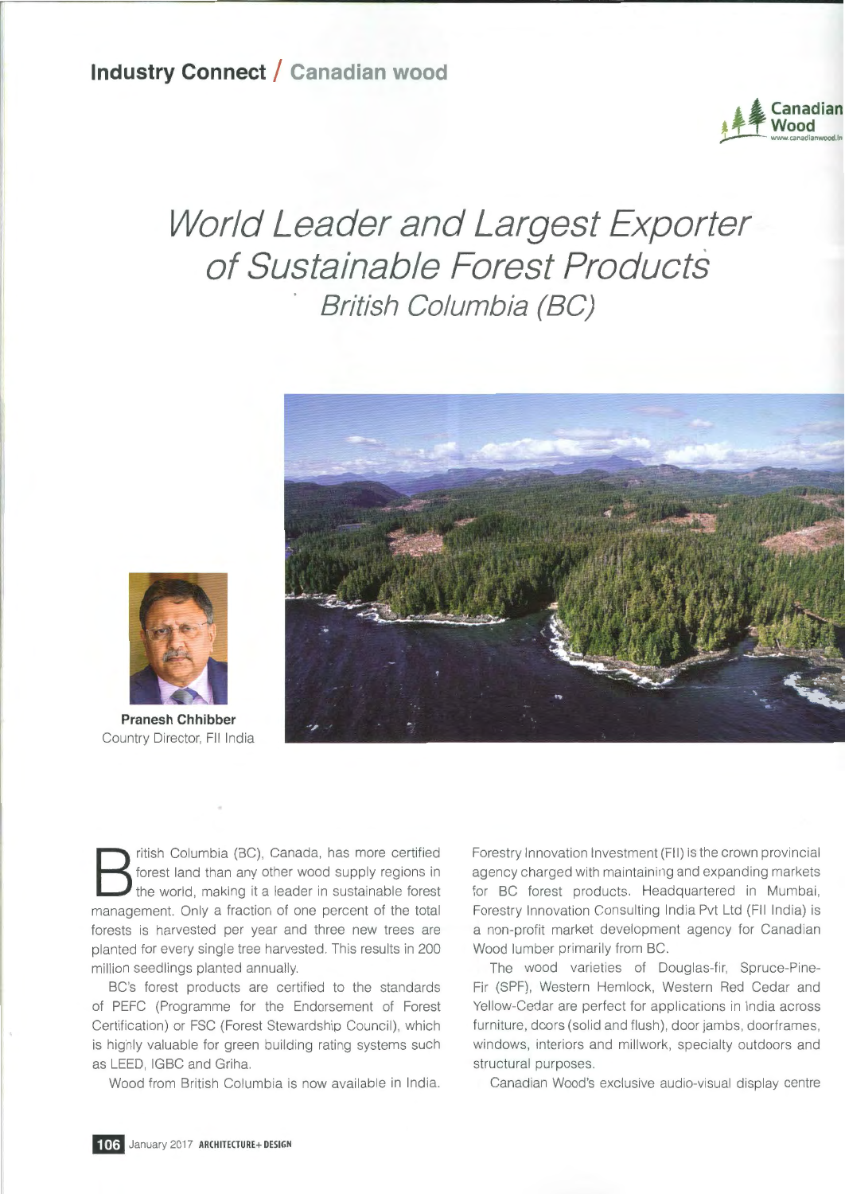**Industry Connect / Canadian wood**

# World Leader and Largest Exporter of Sustainable Forest Products

## British Columbia (BC)

**Pranesh Chhibber**
Country Director, FII India

British Columbia (BC), Canada, has more certified forest land than any other wood supply regions in the world, making it a leader in sustainable forest management. Only a fraction of one percent of the total forests is harvested per year and three new trees are planted for every single tree harvested. This results in 200 million seedlings planted annually.

BC's forest products are certified to the standards of PEFC (Programme for the Endorsement of Forest Certification) or FSC (Forest Stewardship Council), which is highly valuable for green building rating systems such as LEED, IGBC and Griha.

Wood from British Columbia is now available in India. Forestry Innovation Investment (FII) is the crown provincial agency charged with maintaining and expanding markets for BC forest products. Headquartered in Mumbai, Forestry Innovation Consulting India Pvt Ltd (FII India) is a non-profit market development agency for Canadian Wood lumber primarily from BC.

The wood varieties of Douglas-fir, Spruce-Pine-Fir (SPF), Western Hemlock, Western Red Cedar and Yellow-Cedar are perfect for applications in India across furniture, doors (solid and flush), door jambs, doorframes, windows, interiors and millwork, specialty outdoors and structural purposes.

Canadian Wood's exclusive audio-visual display centre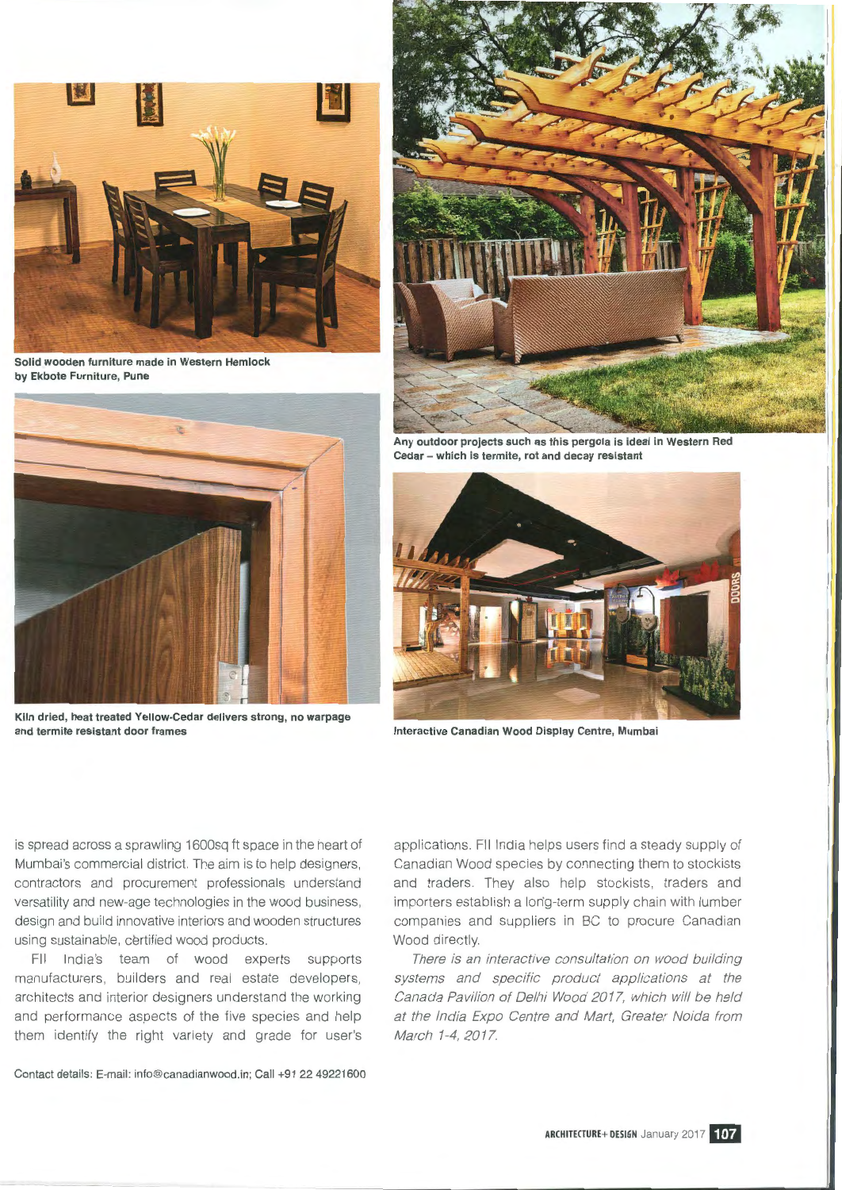Solid wooden furniture made in Western Hemlock by Ekbote Furniture, Pune

Any outdoor projects such as this pergola is ideal in Western Red Cedar – which is termite, rot and decay resistant

Kiln dried, heat treated Yellow-Cedar delivers strong, no warpage and termite resistant door frames

Interactive Canadian Wood Display Centre, Mumbai

is spread across a sprawling 1600sq ft space in the heart of Mumbai's commercial district. The aim is to help designers, contractors and procurement professionals understand versatility and new-age technologies in the wood business, design and build innovative interiors and wooden structures using sustainable, certified wood products.

FII India's team of wood experts supports manufacturers, builders and real estate developers, architects and interior designers understand the working and performance aspects of the five species and help them identify the right variety and grade for user's applications. FII India helps users find a steady supply of Canadian Wood species by connecting them to stockists and traders. They also help stockists, traders and importers establish a long-term supply chain with lumber companies and suppliers in BC to procure Canadian Wood directly.

*There is an interactive consultation on wood building systems and specific product applications at the Canada Pavilion of Delhi Wood 2017, which will be held at the India Expo Centre and Mart, Greater Noida from March 1-4, 2017.*

Contact details: E-mail: info@canadianwood.in; Call +91 22 49221600